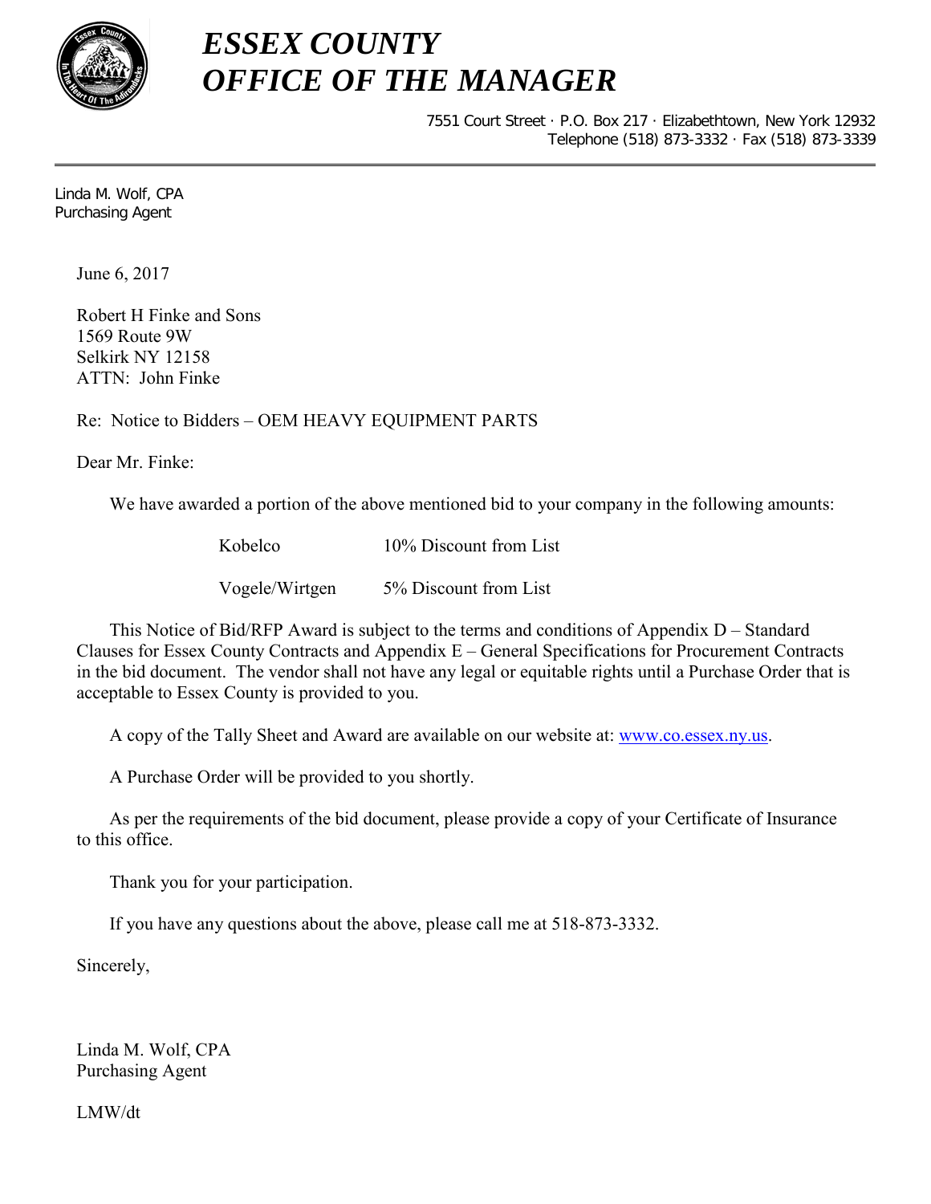# ESSEX COUNTY
# OFFICE OF THE MANAGER

7551 Court Street · P.O. Box 217 · Elizabethtown, New York 12932
Telephone (518) 873-3332 · Fax (518) 873-3339

---

Linda M. Wolf, CPA
Purchasing Agent

June 6, 2017

Robert H Finke and Sons
1569 Route 9W
Selkirk NY 12158
ATTN: John Finke

Re: Notice to Bidders – OEM HEAVY EQUIPMENT PARTS

Dear Mr. Finke:

We have awarded a portion of the above mentioned bid to your company in the following amounts:

| | |
|---|---|
| Kobelco | 10% Discount from List |
| Vogele/Wirtgen | 5% Discount from List |

This Notice of Bid/RFP Award is subject to the terms and conditions of Appendix D – Standard Clauses for Essex County Contracts and Appendix E – General Specifications for Procurement Contracts in the bid document. The vendor shall not have any legal or equitable rights until a Purchase Order that is acceptable to Essex County is provided to you.

A copy of the Tally Sheet and Award are available on our website at: www.co.essex.ny.us.

A Purchase Order will be provided to you shortly.

As per the requirements of the bid document, please provide a copy of your Certificate of Insurance to this office.

Thank you for your participation.

If you have any questions about the above, please call me at 518-873-3332.

Sincerely,

Linda M. Wolf, CPA
Purchasing Agent

LMW/dt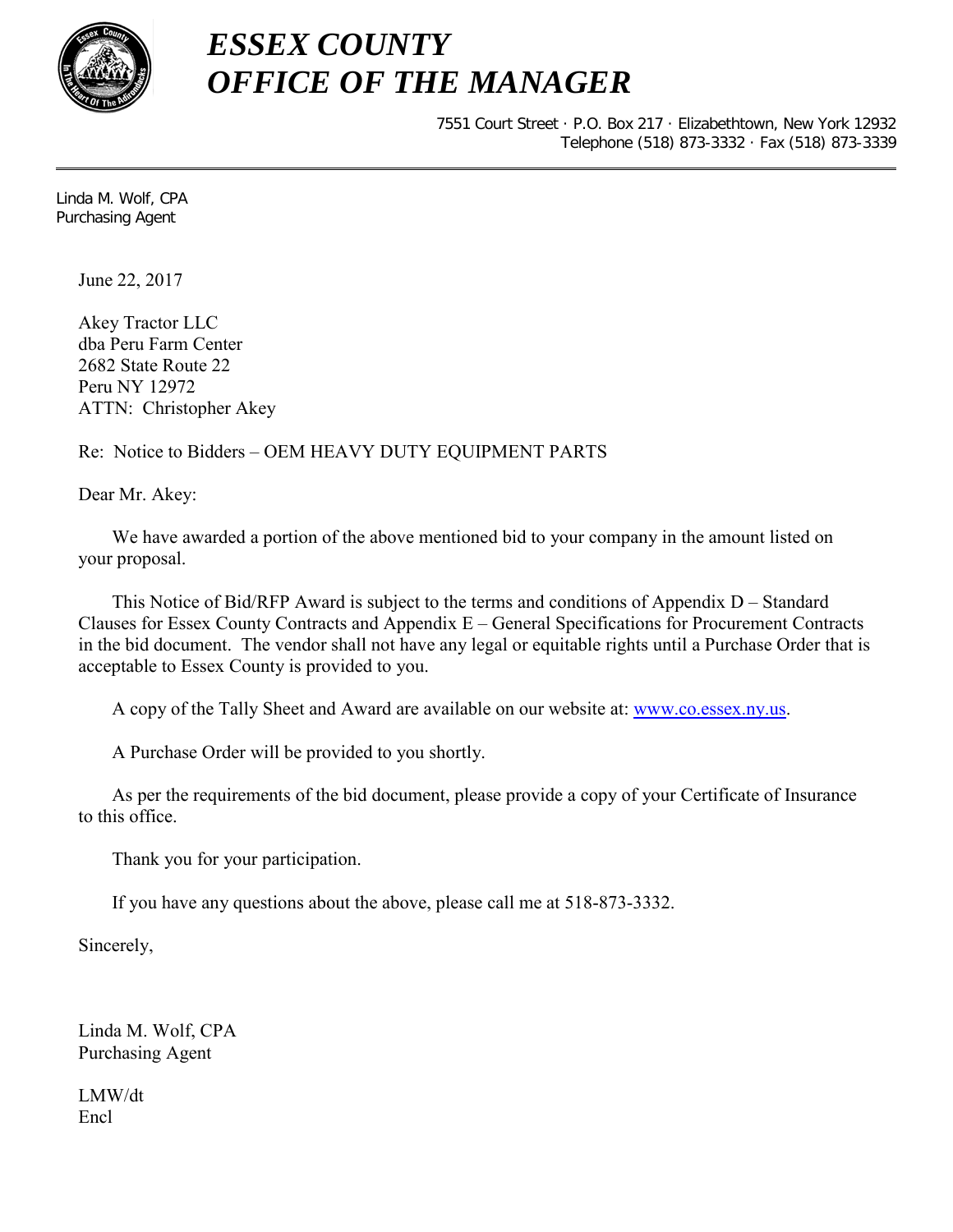# *ESSEX COUNTY*
# *OFFICE OF THE MANAGER*

7551 Court Street · P.O. Box 217 · Elizabethtown, New York 12932
Telephone (518) 873-3332 · Fax (518) 873-3339

Linda M. Wolf, CPA
Purchasing Agent

June 22, 2017

Akey Tractor LLC
dba Peru Farm Center
2682 State Route 22
Peru NY 12972
ATTN: Christopher Akey

Re: Notice to Bidders – OEM HEAVY DUTY EQUIPMENT PARTS

Dear Mr. Akey:

We have awarded a portion of the above mentioned bid to your company in the amount listed on your proposal.

This Notice of Bid/RFP Award is subject to the terms and conditions of Appendix D – Standard Clauses for Essex County Contracts and Appendix E – General Specifications for Procurement Contracts in the bid document. The vendor shall not have any legal or equitable rights until a Purchase Order that is acceptable to Essex County is provided to you.

A copy of the Tally Sheet and Award are available on our website at: www.co.essex.ny.us.

A Purchase Order will be provided to you shortly.

As per the requirements of the bid document, please provide a copy of your Certificate of Insurance to this office.

Thank you for your participation.

If you have any questions about the above, please call me at 518-873-3332.

Sincerely,

Linda M. Wolf, CPA
Purchasing Agent

LMW/dt
Encl